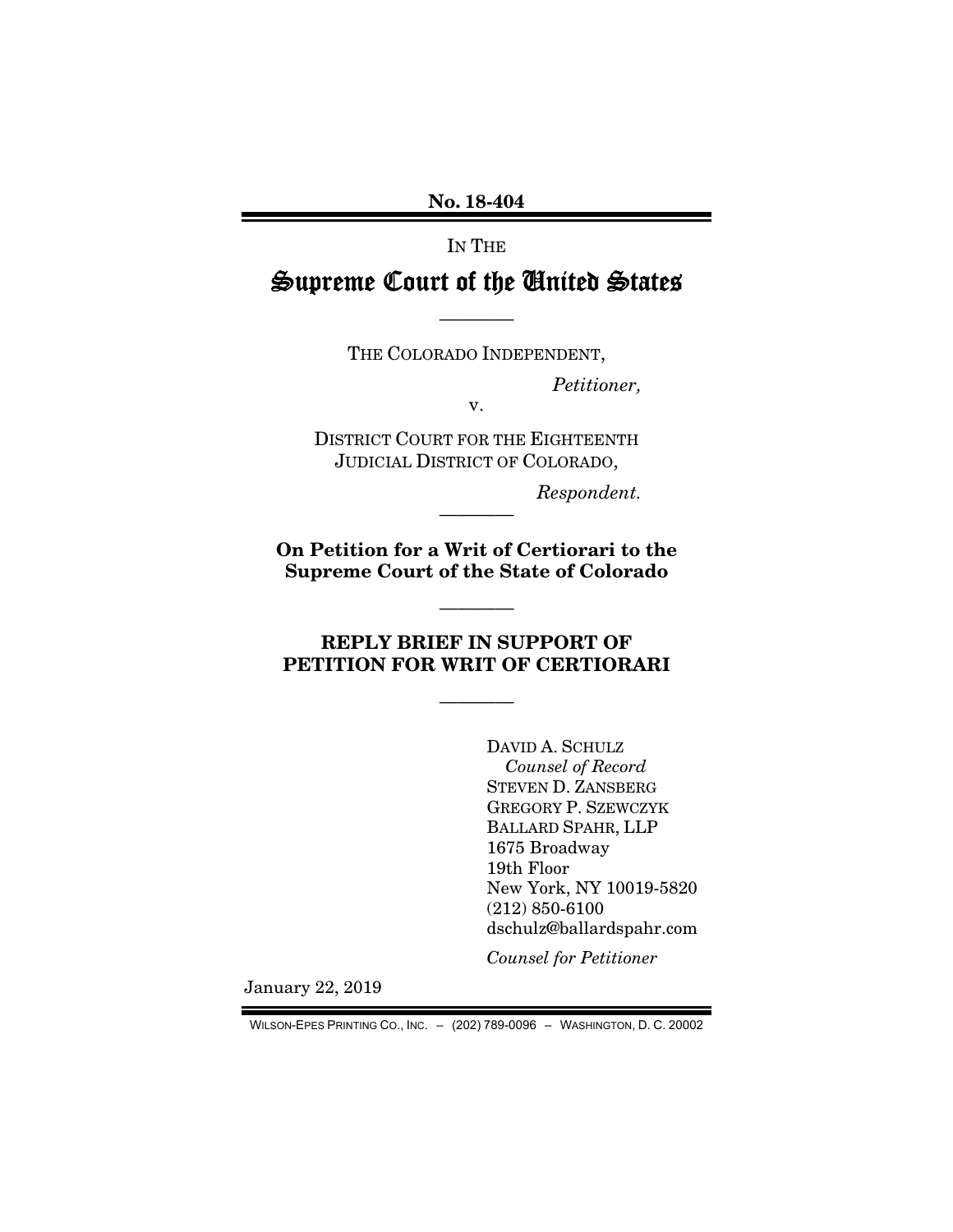**No. 18-404**

IN THE

# Supreme Court of the United States

———

THE COLORADO INDEPENDENT,

*Petitioner,*

v.

DISTRICT COURT FOR THE EIGHTEENTH JUDICIAL DISTRICT OF COLORADO,

*Respondent.*

———

**On Petition for a Writ of Certiorari to the Supreme Court of the State of Colorado**

———

## REPLY BRIEF IN SUPPORT OF PETITION FOR WRIT OF CERTIORARI

———

DAVID A. SCHULZ
*Counsel of Record*
STEVEN D. ZANSBERG
GREGORY P. SZEWCZYK
BALLARD SPAHR, LLP
1675 Broadway
19th Floor
New York, NY 10019-5820
(212) 850-6100
dschulz@ballardspahr.com

*Counsel for Petitioner*

January 22, 2019

WILSON-EPES PRINTING CO., INC. – (202) 789-0096 – WASHINGTON, D. C. 20002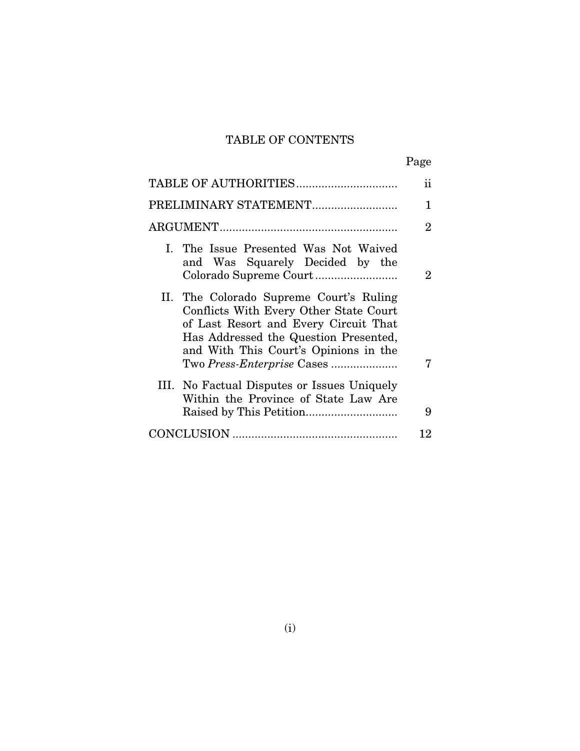## TABLE OF CONTENTS

| | Page |
|---|---|
| TABLE OF AUTHORITIES | ii |
| PRELIMINARY STATEMENT | 1 |
| ARGUMENT | 2 |
| I. The Issue Presented Was Not Waived and Was Squarely Decided by the Colorado Supreme Court | 2 |
| II. The Colorado Supreme Court's Ruling Conflicts With Every Other State Court of Last Resort and Every Circuit That Has Addressed the Question Presented, and With This Court's Opinions in the Two *Press-Enterprise* Cases | 7 |
| III. No Factual Disputes or Issues Uniquely Within the Province of State Law Are Raised by This Petition | 9 |
| CONCLUSION | 12 |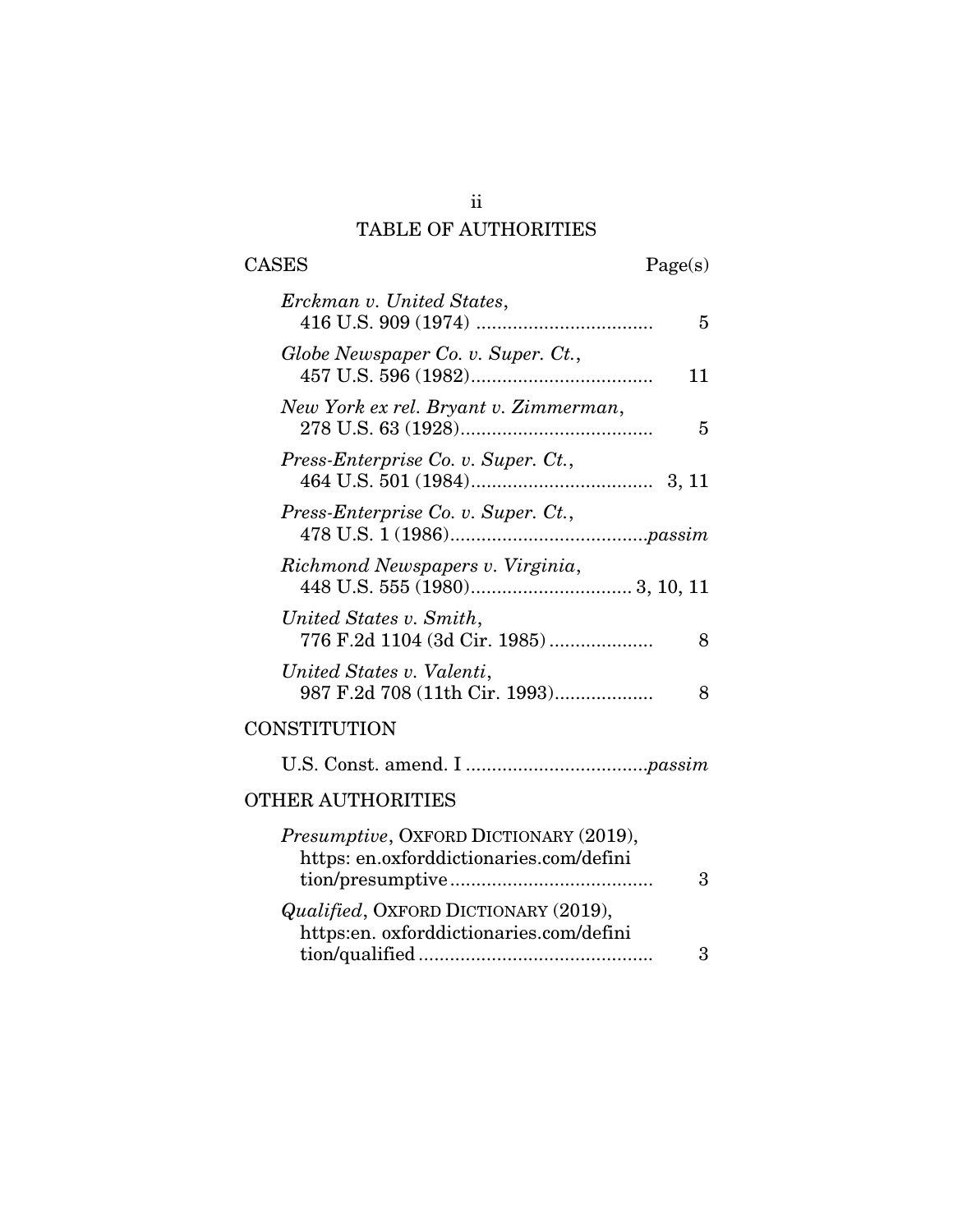# TABLE OF AUTHORITIES

| CASES | Page(s) |
| --- | --- |
| *Erckman v. United States*, 416 U.S. 909 (1974) | 5 |
| *Globe Newspaper Co. v. Super. Ct.*, 457 U.S. 596 (1982) | 11 |
| *New York ex rel. Bryant v. Zimmerman*, 278 U.S. 63 (1928) | 5 |
| *Press-Enterprise Co. v. Super. Ct.*, 464 U.S. 501 (1984) | 3, 11 |
| *Press-Enterprise Co. v. Super. Ct.*, 478 U.S. 1 (1986) | *passim* |
| *Richmond Newspapers v. Virginia*, 448 U.S. 555 (1980) | 3, 10, 11 |
| *United States v. Smith*, 776 F.2d 1104 (3d Cir. 1985) | 8 |
| *United States v. Valenti*, 987 F.2d 708 (11th Cir. 1993) | 8 |

## CONSTITUTION

| | |
| --- | --- |
| U.S. Const. amend. I | *passim* |

## OTHER AUTHORITIES

| | |
| --- | --- |
| *Presumptive*, OXFORD DICTIONARY (2019), https: en.oxforddictionaries.com/definition/presumptive | 3 |
| *Qualified*, OXFORD DICTIONARY (2019), https:en. oxforddictionaries.com/definition/qualified | 3 |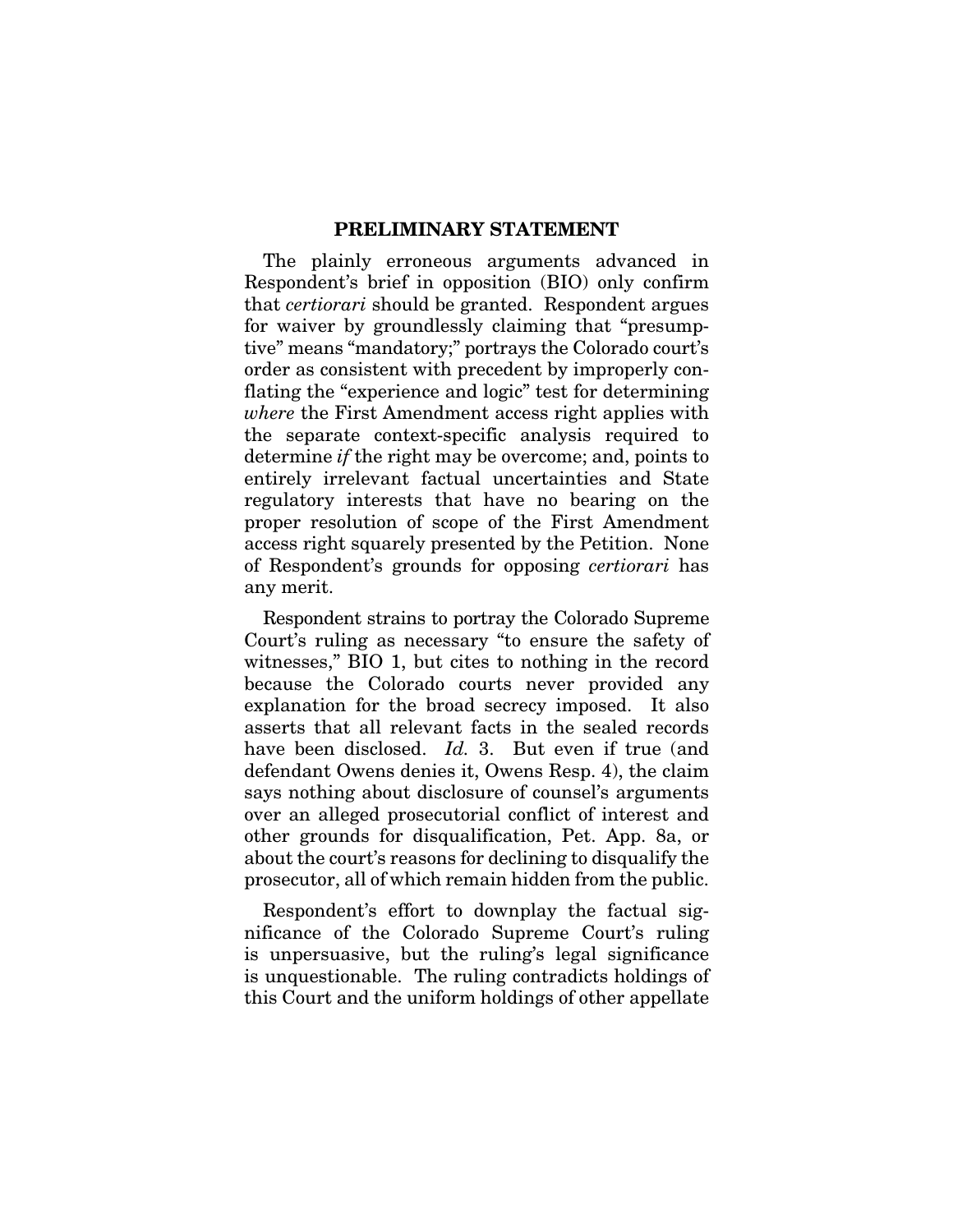## PRELIMINARY STATEMENT

The plainly erroneous arguments advanced in Respondent's brief in opposition (BIO) only confirm that *certiorari* should be granted. Respondent argues for waiver by groundlessly claiming that "presumptive" means "mandatory;" portrays the Colorado court's order as consistent with precedent by improperly conflating the "experience and logic" test for determining *where* the First Amendment access right applies with the separate context-specific analysis required to determine *if* the right may be overcome; and, points to entirely irrelevant factual uncertainties and State regulatory interests that have no bearing on the proper resolution of scope of the First Amendment access right squarely presented by the Petition. None of Respondent's grounds for opposing *certiorari* has any merit.

Respondent strains to portray the Colorado Supreme Court's ruling as necessary "to ensure the safety of witnesses," BIO 1, but cites to nothing in the record because the Colorado courts never provided any explanation for the broad secrecy imposed. It also asserts that all relevant facts in the sealed records have been disclosed. *Id.* 3. But even if true (and defendant Owens denies it, Owens Resp. 4), the claim says nothing about disclosure of counsel's arguments over an alleged prosecutorial conflict of interest and other grounds for disqualification, Pet. App. 8a, or about the court's reasons for declining to disqualify the prosecutor, all of which remain hidden from the public.

Respondent's effort to downplay the factual significance of the Colorado Supreme Court's ruling is unpersuasive, but the ruling's legal significance is unquestionable. The ruling contradicts holdings of this Court and the uniform holdings of other appellate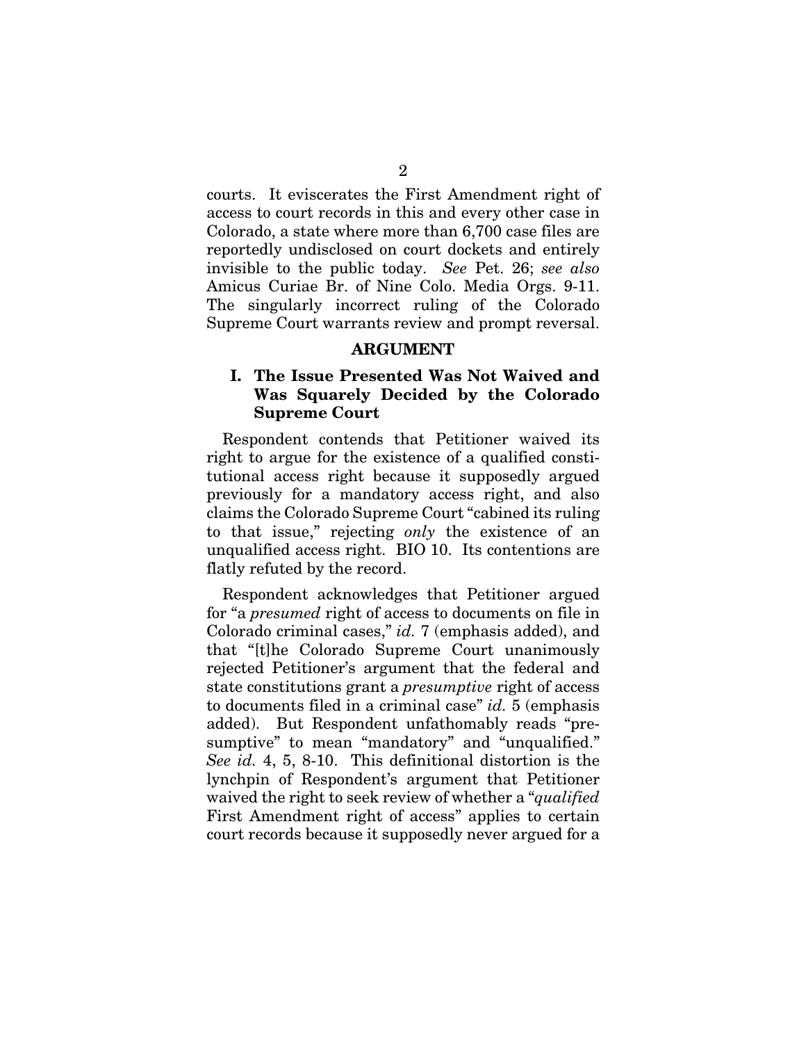courts. It eviscerates the First Amendment right of access to court records in this and every other case in Colorado, a state where more than 6,700 case files are reportedly undisclosed on court dockets and entirely invisible to the public today. *See* Pet. 26; *see also* Amicus Curiae Br. of Nine Colo. Media Orgs. 9-11. The singularly incorrect ruling of the Colorado Supreme Court warrants review and prompt reversal.

## ARGUMENT

### I. The Issue Presented Was Not Waived and Was Squarely Decided by the Colorado Supreme Court

Respondent contends that Petitioner waived its right to argue for the existence of a qualified constitutional access right because it supposedly argued previously for a mandatory access right, and also claims the Colorado Supreme Court "cabined its ruling to that issue," rejecting *only* the existence of an unqualified access right. BIO 10. Its contentions are flatly refuted by the record.

Respondent acknowledges that Petitioner argued for "a *presumed* right of access to documents on file in Colorado criminal cases," *id.* 7 (emphasis added), and that "[t]he Colorado Supreme Court unanimously rejected Petitioner's argument that the federal and state constitutions grant a *presumptive* right of access to documents filed in a criminal case" *id.* 5 (emphasis added). But Respondent unfathomably reads "presumptive" to mean "mandatory" and "unqualified." *See id.* 4, 5, 8-10. This definitional distortion is the lynchpin of Respondent's argument that Petitioner waived the right to seek review of whether a "*qualified* First Amendment right of access" applies to certain court records because it supposedly never argued for a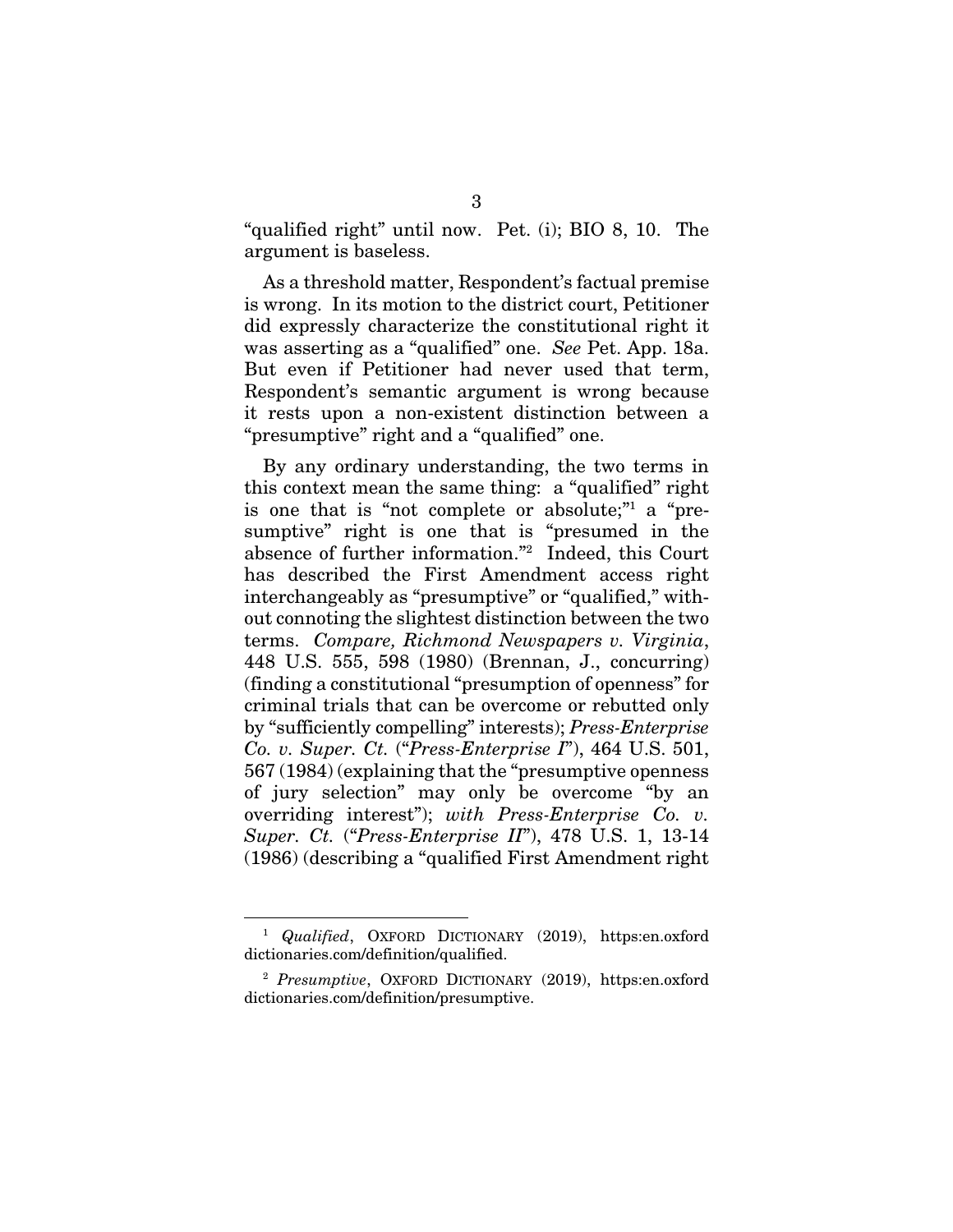"qualified right" until now. Pet. (i); BIO 8, 10. The argument is baseless.

As a threshold matter, Respondent's factual premise is wrong. In its motion to the district court, Petitioner did expressly characterize the constitutional right it was asserting as a "qualified" one. *See* Pet. App. 18a. But even if Petitioner had never used that term, Respondent's semantic argument is wrong because it rests upon a non-existent distinction between a "presumptive" right and a "qualified" one.

By any ordinary understanding, the two terms in this context mean the same thing: a "qualified" right is one that is "not complete or absolute;"[1] a "presumptive" right is one that is "presumed in the absence of further information."[2] Indeed, this Court has described the First Amendment access right interchangeably as "presumptive" or "qualified," without connoting the slightest distinction between the two terms. *Compare, Richmond Newspapers v. Virginia*, 448 U.S. 555, 598 (1980) (Brennan, J., concurring) (finding a constitutional "presumption of openness" for criminal trials that can be overcome or rebutted only by "sufficiently compelling" interests); *Press-Enterprise Co. v. Super. Ct.* ("*Press-Enterprise I*"), 464 U.S. 501, 567 (1984) (explaining that the "presumptive openness of jury selection" may only be overcome "by an overriding interest"); *with Press-Enterprise Co. v. Super. Ct.* ("*Press-Enterprise II*"), 478 U.S. 1, 13-14 (1986) (describing a "qualified First Amendment right

---

[1] *Qualified*, OXFORD DICTIONARY (2019), https:en.oxford dictionaries.com/definition/qualified.

[2] *Presumptive*, OXFORD DICTIONARY (2019), https:en.oxford dictionaries.com/definition/presumptive.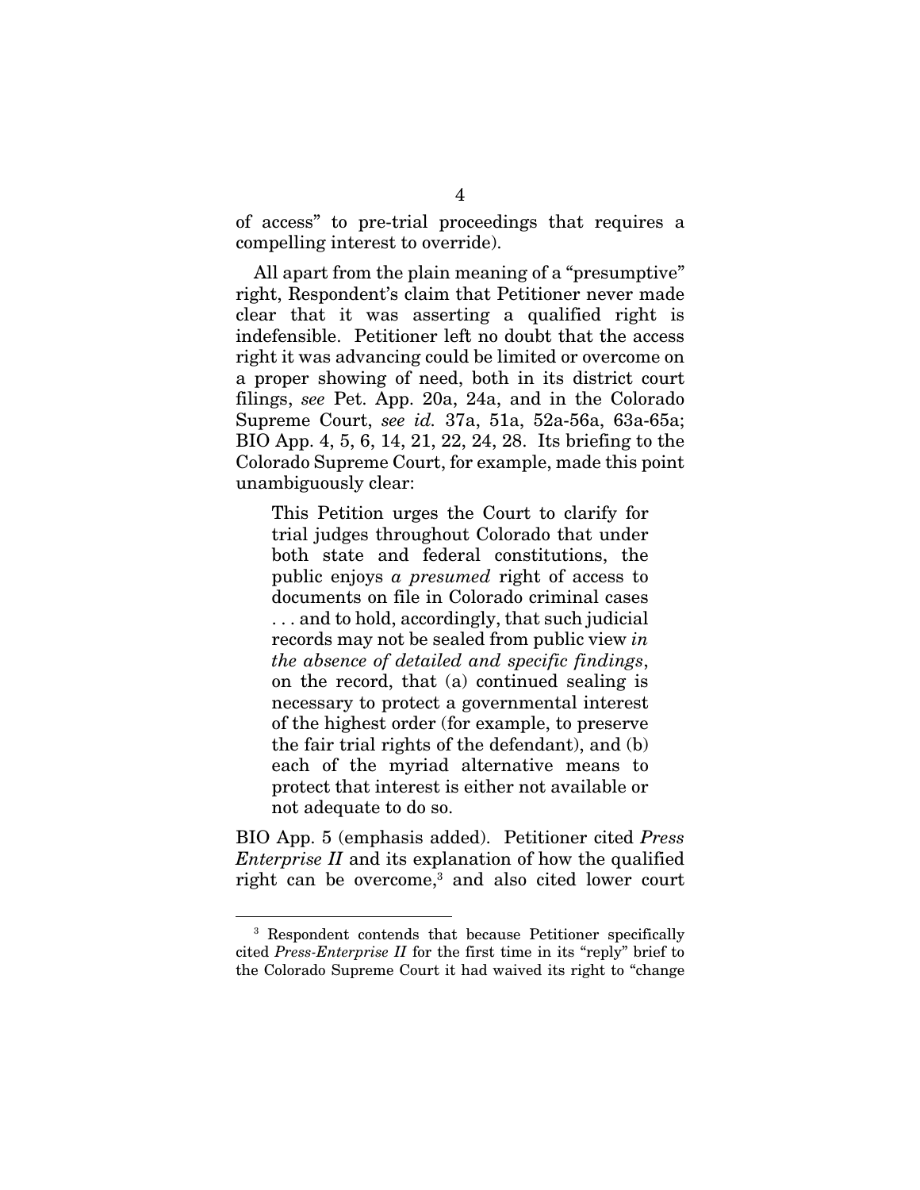of access" to pre-trial proceedings that requires a compelling interest to override).

All apart from the plain meaning of a "presumptive" right, Respondent's claim that Petitioner never made clear that it was asserting a qualified right is indefensible. Petitioner left no doubt that the access right it was advancing could be limited or overcome on a proper showing of need, both in its district court filings, *see* Pet. App. 20a, 24a, and in the Colorado Supreme Court, *see id.* 37a, 51a, 52a-56a, 63a-65a; BIO App. 4, 5, 6, 14, 21, 22, 24, 28. Its briefing to the Colorado Supreme Court, for example, made this point unambiguously clear:

> This Petition urges the Court to clarify for trial judges throughout Colorado that under both state and federal constitutions, the public enjoys *a presumed* right of access to documents on file in Colorado criminal cases . . . and to hold, accordingly, that such judicial records may not be sealed from public view *in the absence of detailed and specific findings*, on the record, that (a) continued sealing is necessary to protect a governmental interest of the highest order (for example, to preserve the fair trial rights of the defendant), and (b) each of the myriad alternative means to protect that interest is either not available or not adequate to do so.

BIO App. 5 (emphasis added). Petitioner cited *Press Enterprise II* and its explanation of how the qualified right can be overcome,[3] and also cited lower court

[3] Respondent contends that because Petitioner specifically cited *Press-Enterprise II* for the first time in its "reply" brief to the Colorado Supreme Court it had waived its right to "change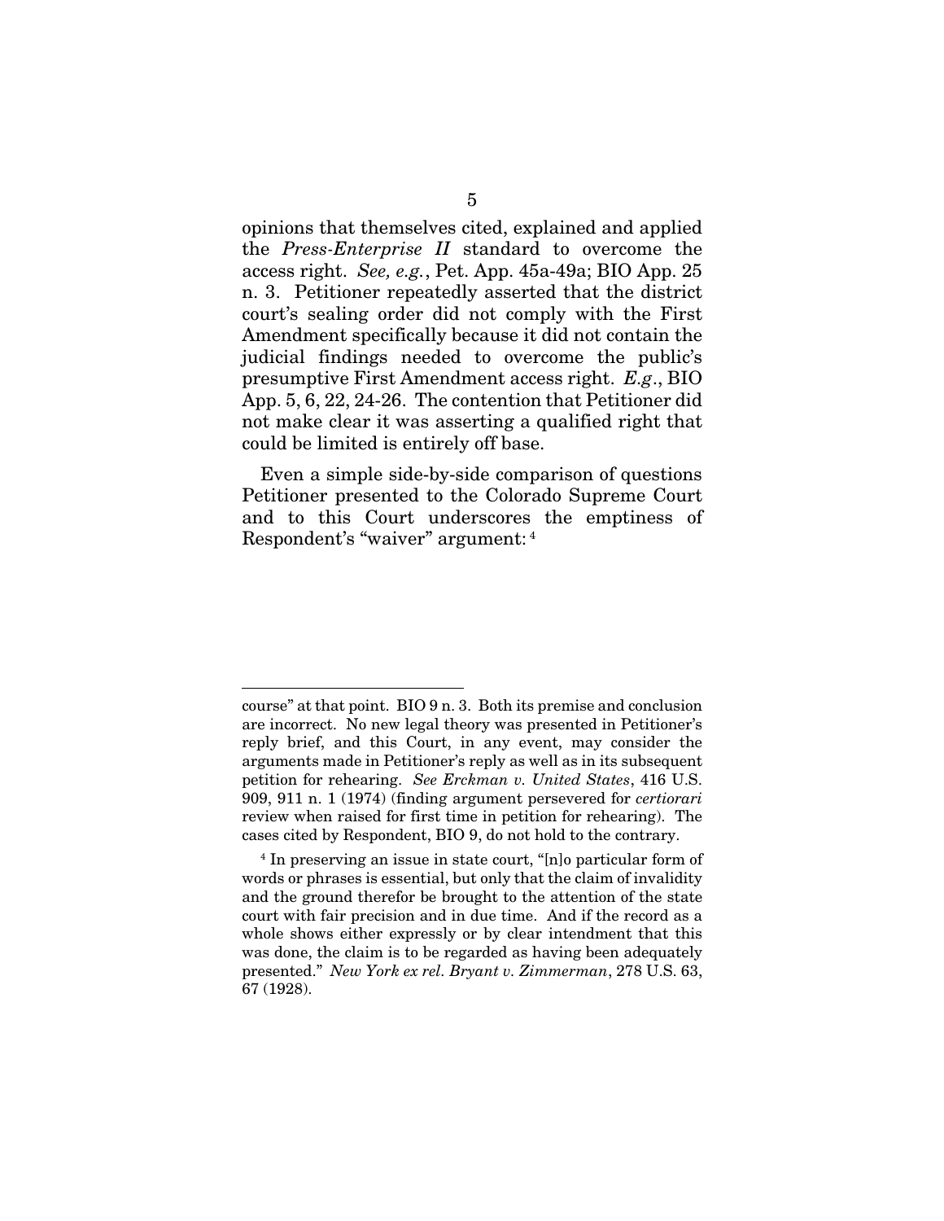opinions that themselves cited, explained and applied the *Press-Enterprise II* standard to overcome the access right. *See, e.g.*, Pet. App. 45a-49a; BIO App. 25 n. 3. Petitioner repeatedly asserted that the district court's sealing order did not comply with the First Amendment specifically because it did not contain the judicial findings needed to overcome the public's presumptive First Amendment access right. *E.g*., BIO App. 5, 6, 22, 24-26. The contention that Petitioner did not make clear it was asserting a qualified right that could be limited is entirely off base.

Even a simple side-by-side comparison of questions Petitioner presented to the Colorado Supreme Court and to this Court underscores the emptiness of Respondent's "waiver" argument: [4]

---

course" at that point. BIO 9 n. 3. Both its premise and conclusion are incorrect. No new legal theory was presented in Petitioner's reply brief, and this Court, in any event, may consider the arguments made in Petitioner's reply as well as in its subsequent petition for rehearing. *See Erckman v. United States*, 416 U.S. 909, 911 n. 1 (1974) (finding argument persevered for *certiorari* review when raised for first time in petition for rehearing). The cases cited by Respondent, BIO 9, do not hold to the contrary.

[4] In preserving an issue in state court, "[n]o particular form of words or phrases is essential, but only that the claim of invalidity and the ground therefor be brought to the attention of the state court with fair precision and in due time. And if the record as a whole shows either expressly or by clear intendment that this was done, the claim is to be regarded as having been adequately presented." *New York ex rel. Bryant v. Zimmerman*, 278 U.S. 63, 67 (1928).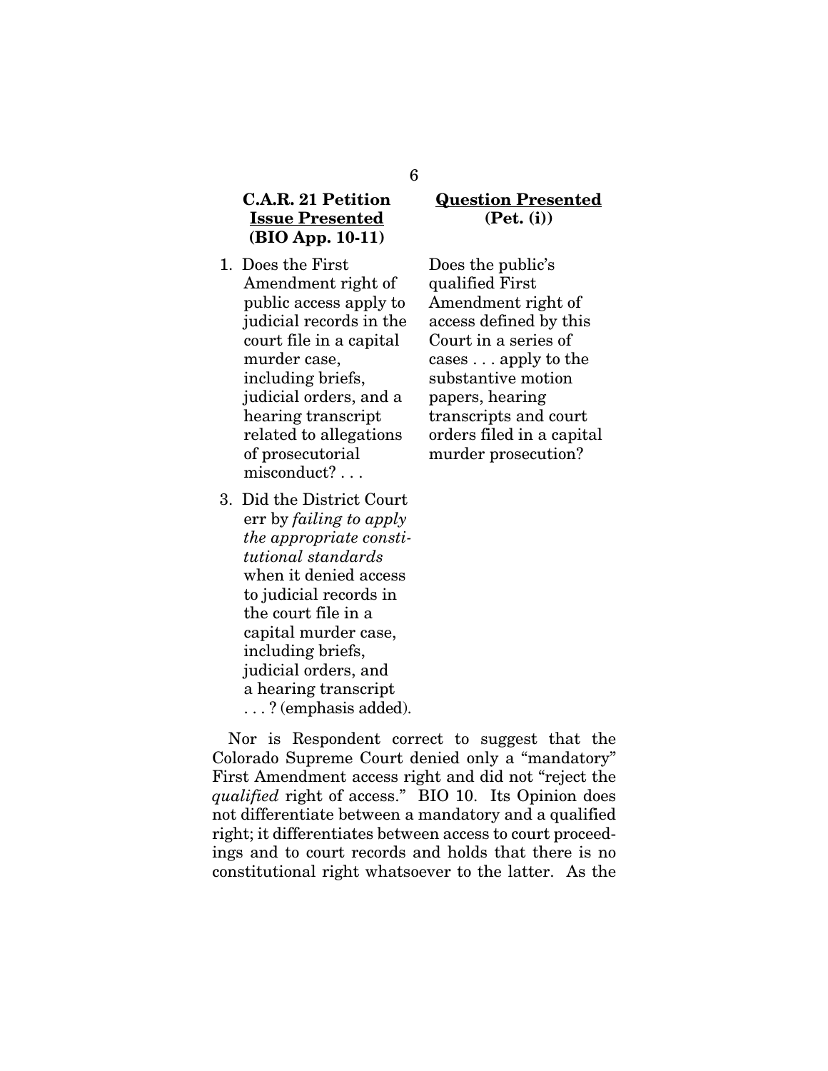| **C.A.R. 21 Petition Issue Presented (BIO App. 10-11)** | **Question Presented (Pet. (i))** |
|---|---|
| 1. Does the First Amendment right of public access apply to judicial records in the court file in a capital murder case, including briefs, judicial orders, and a hearing transcript related to allegations of prosecutorial misconduct? . . . | Does the public's qualified First Amendment right of access defined by this Court in a series of cases . . . apply to the substantive motion papers, hearing transcripts and court orders filed in a capital murder prosecution? |
| 3. Did the District Court err by *failing to apply the appropriate constitutional standards* when it denied access to judicial records in the court file in a capital murder case, including briefs, judicial orders, and a hearing transcript . . . ? (emphasis added). | |

Nor is Respondent correct to suggest that the Colorado Supreme Court denied only a "mandatory" First Amendment access right and did not "reject the *qualified* right of access." BIO 10. Its Opinion does not differentiate between a mandatory and a qualified right; it differentiates between access to court proceedings and to court records and holds that there is no constitutional right whatsoever to the latter. As the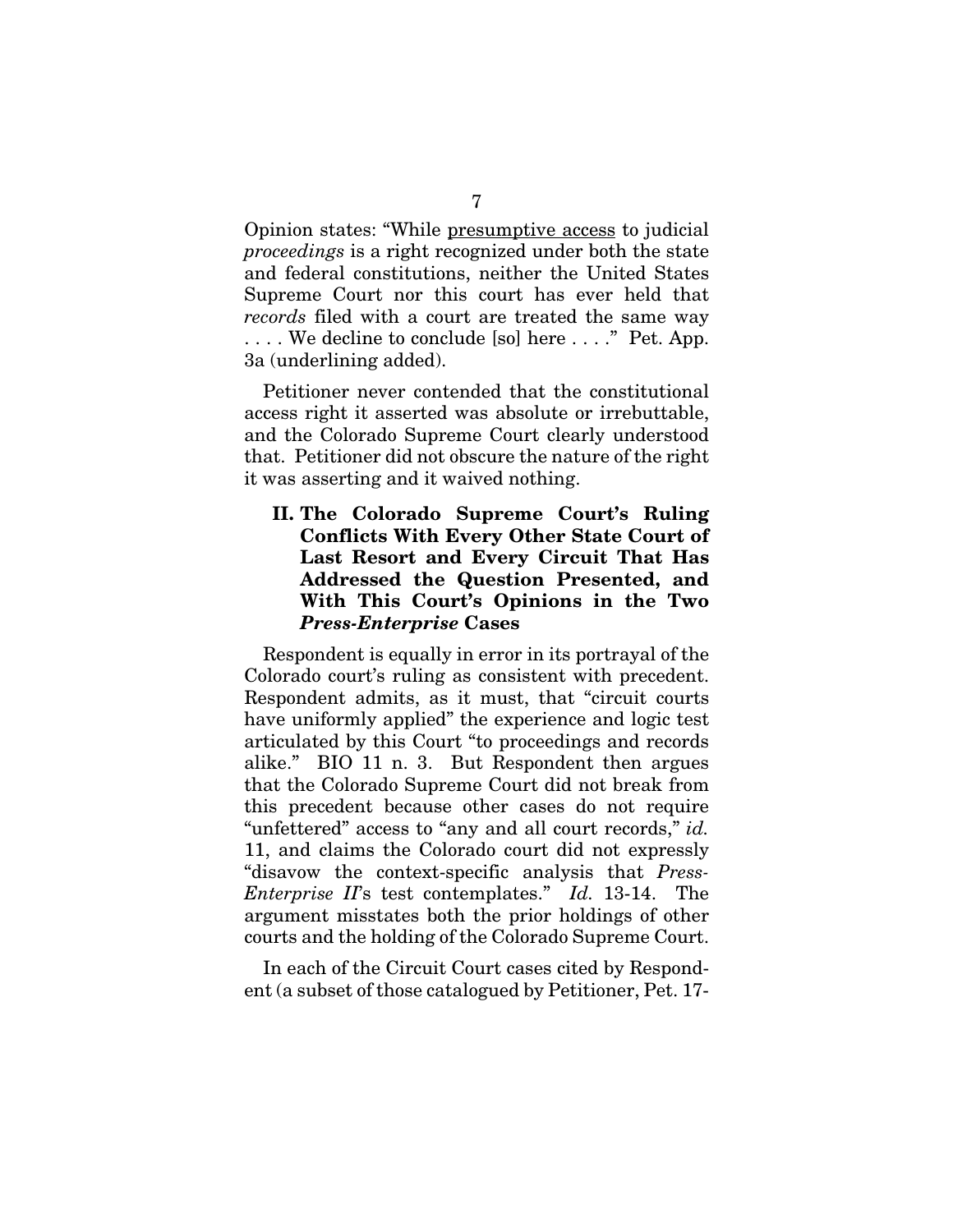Opinion states: "While <u>presumptive access</u> to judicial *proceedings* is a right recognized under both the state and federal constitutions, neither the United States Supreme Court nor this court has ever held that *records* filed with a court are treated the same way . . . . We decline to conclude [so] here . . . ." Pet. App. 3a (underlining added).

Petitioner never contended that the constitutional access right it asserted was absolute or irrebuttable, and the Colorado Supreme Court clearly understood that. Petitioner did not obscure the nature of the right it was asserting and it waived nothing.

## II. The Colorado Supreme Court's Ruling Conflicts With Every Other State Court of Last Resort and Every Circuit That Has Addressed the Question Presented, and With This Court's Opinions in the Two *Press-Enterprise* Cases

Respondent is equally in error in its portrayal of the Colorado court's ruling as consistent with precedent. Respondent admits, as it must, that "circuit courts have uniformly applied" the experience and logic test articulated by this Court "to proceedings and records alike." BIO 11 n. 3. But Respondent then argues that the Colorado Supreme Court did not break from this precedent because other cases do not require "unfettered" access to "any and all court records," *id.* 11, and claims the Colorado court did not expressly "disavow the context-specific analysis that *Press-Enterprise II*'s test contemplates." *Id.* 13-14. The argument misstates both the prior holdings of other courts and the holding of the Colorado Supreme Court.

In each of the Circuit Court cases cited by Respondent (a subset of those catalogued by Petitioner, Pet. 17-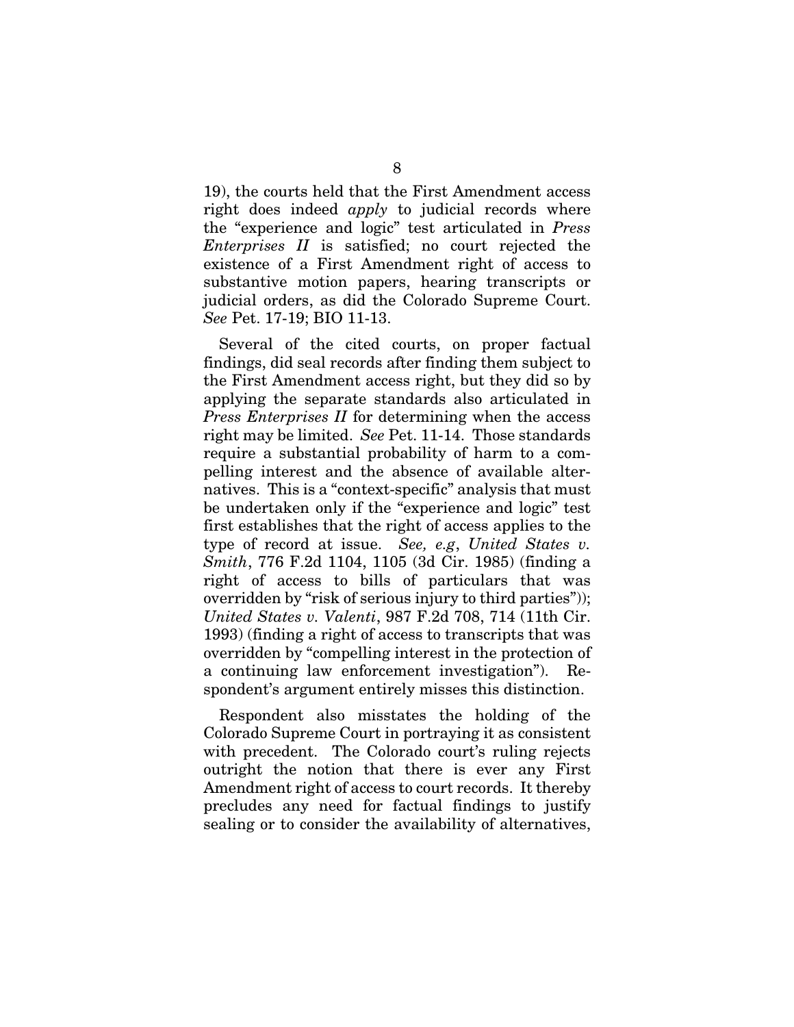19), the courts held that the First Amendment access right does indeed *apply* to judicial records where the "experience and logic" test articulated in *Press Enterprises II* is satisfied; no court rejected the existence of a First Amendment right of access to substantive motion papers, hearing transcripts or judicial orders, as did the Colorado Supreme Court. *See* Pet. 17-19; BIO 11-13.

Several of the cited courts, on proper factual findings, did seal records after finding them subject to the First Amendment access right, but they did so by applying the separate standards also articulated in *Press Enterprises II* for determining when the access right may be limited. *See* Pet. 11-14. Those standards require a substantial probability of harm to a compelling interest and the absence of available alternatives. This is a "context-specific" analysis that must be undertaken only if the "experience and logic" test first establishes that the right of access applies to the type of record at issue. *See, e.g*, *United States v. Smith*, 776 F.2d 1104, 1105 (3d Cir. 1985) (finding a right of access to bills of particulars that was overridden by "risk of serious injury to third parties")); *United States v. Valenti*, 987 F.2d 708, 714 (11th Cir. 1993) (finding a right of access to transcripts that was overridden by "compelling interest in the protection of a continuing law enforcement investigation"). Respondent's argument entirely misses this distinction.

Respondent also misstates the holding of the Colorado Supreme Court in portraying it as consistent with precedent. The Colorado court's ruling rejects outright the notion that there is ever any First Amendment right of access to court records. It thereby precludes any need for factual findings to justify sealing or to consider the availability of alternatives,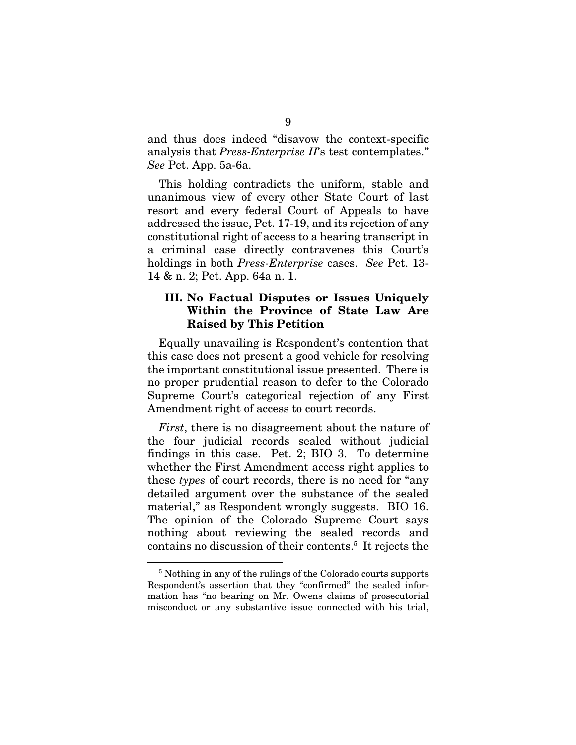and thus does indeed "disavow the context-specific analysis that *Press-Enterprise II*'s test contemplates." *See* Pet. App. 5a-6a.

This holding contradicts the uniform, stable and unanimous view of every other State Court of last resort and every federal Court of Appeals to have addressed the issue, Pet. 17-19, and its rejection of any constitutional right of access to a hearing transcript in a criminal case directly contravenes this Court's holdings in both *Press-Enterprise* cases. *See* Pet. 13-14 & n. 2; Pet. App. 64a n. 1.

### III. No Factual Disputes or Issues Uniquely Within the Province of State Law Are Raised by This Petition

Equally unavailing is Respondent's contention that this case does not present a good vehicle for resolving the important constitutional issue presented. There is no proper prudential reason to defer to the Colorado Supreme Court's categorical rejection of any First Amendment right of access to court records.

*First*, there is no disagreement about the nature of the four judicial records sealed without judicial findings in this case. Pet. 2; BIO 3. To determine whether the First Amendment access right applies to these *types* of court records, there is no need for "any detailed argument over the substance of the sealed material," as Respondent wrongly suggests. BIO 16. The opinion of the Colorado Supreme Court says nothing about reviewing the sealed records and contains no discussion of their contents.[5] It rejects the

---

[5] Nothing in any of the rulings of the Colorado courts supports Respondent's assertion that they "confirmed" the sealed information has "no bearing on Mr. Owens claims of prosecutorial misconduct or any substantive issue connected with his trial,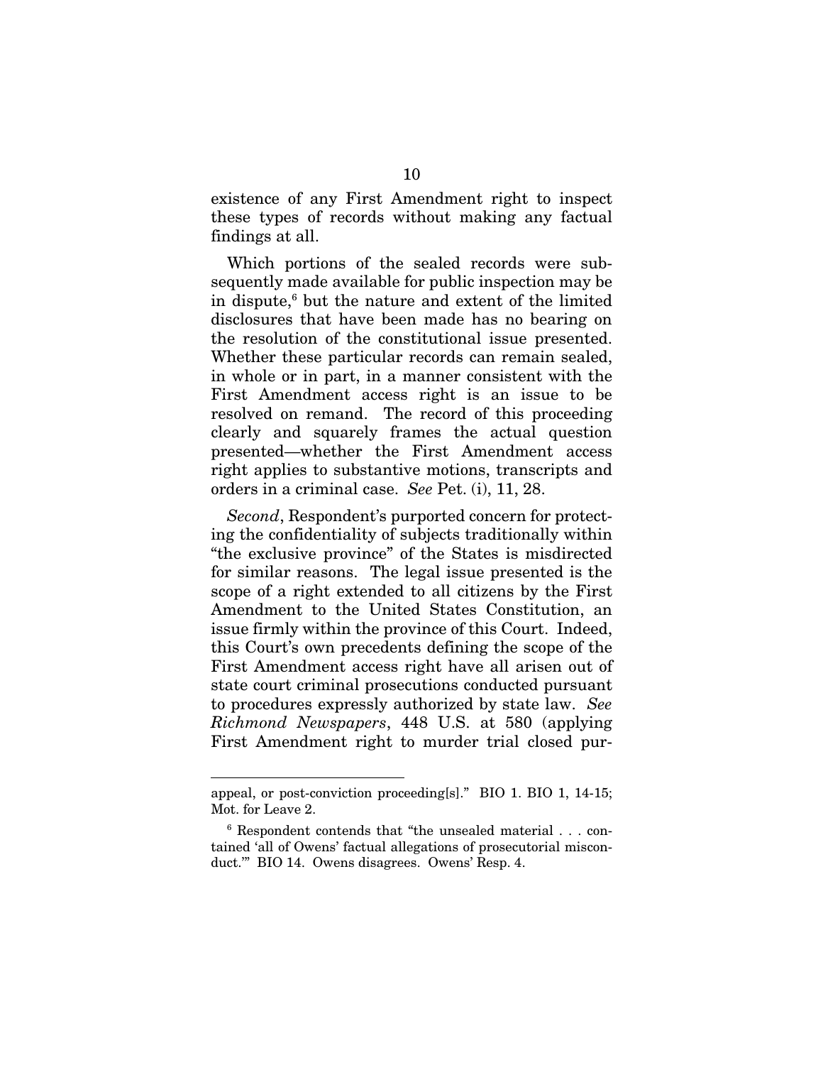existence of any First Amendment right to inspect these types of records without making any factual findings at all.

Which portions of the sealed records were subsequently made available for public inspection may be in dispute,[6] but the nature and extent of the limited disclosures that have been made has no bearing on the resolution of the constitutional issue presented. Whether these particular records can remain sealed, in whole or in part, in a manner consistent with the First Amendment access right is an issue to be resolved on remand. The record of this proceeding clearly and squarely frames the actual question presented—whether the First Amendment access right applies to substantive motions, transcripts and orders in a criminal case. *See* Pet. (i), 11, 28.

*Second*, Respondent's purported concern for protecting the confidentiality of subjects traditionally within "the exclusive province" of the States is misdirected for similar reasons. The legal issue presented is the scope of a right extended to all citizens by the First Amendment to the United States Constitution, an issue firmly within the province of this Court. Indeed, this Court's own precedents defining the scope of the First Amendment access right have all arisen out of state court criminal prosecutions conducted pursuant to procedures expressly authorized by state law. *See Richmond Newspapers*, 448 U.S. at 580 (applying First Amendment right to murder trial closed pur-

---

appeal, or post-conviction proceeding[s]." BIO 1. BIO 1, 14-15; Mot. for Leave 2.

[6] Respondent contends that "the unsealed material . . . contained 'all of Owens' factual allegations of prosecutorial misconduct.'" BIO 14. Owens disagrees. Owens' Resp. 4.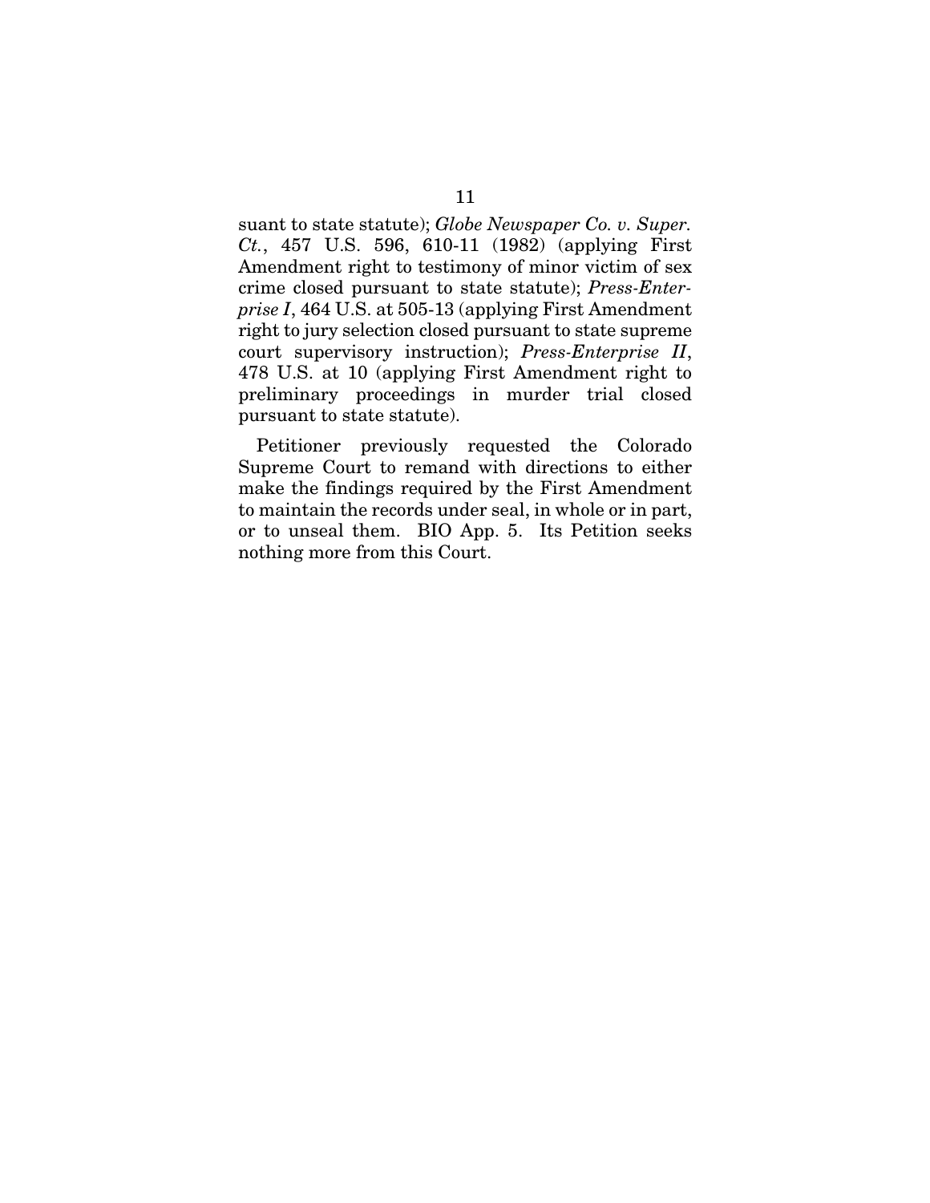suant to state statute); *Globe Newspaper Co. v. Super. Ct.*, 457 U.S. 596, 610-11 (1982) (applying First Amendment right to testimony of minor victim of sex crime closed pursuant to state statute); *Press-Enterprise I*, 464 U.S. at 505-13 (applying First Amendment right to jury selection closed pursuant to state supreme court supervisory instruction); *Press-Enterprise II*, 478 U.S. at 10 (applying First Amendment right to preliminary proceedings in murder trial closed pursuant to state statute).

Petitioner previously requested the Colorado Supreme Court to remand with directions to either make the findings required by the First Amendment to maintain the records under seal, in whole or in part, or to unseal them. BIO App. 5. Its Petition seeks nothing more from this Court.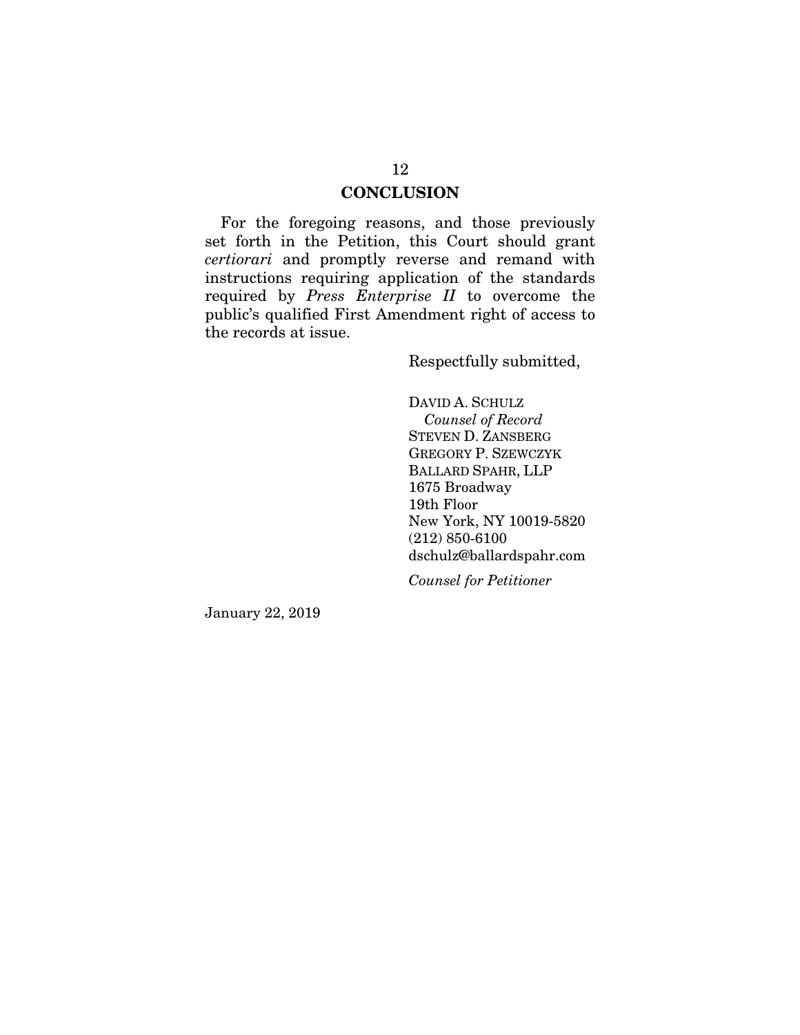## CONCLUSION

For the foregoing reasons, and those previously set forth in the Petition, this Court should grant *certiorari* and promptly reverse and remand with instructions requiring application of the standards required by *Press Enterprise II* to overcome the public's qualified First Amendment right of access to the records at issue.

Respectfully submitted,

DAVID A. SCHULZ
*Counsel of Record*
STEVEN D. ZANSBERG
GREGORY P. SZEWCZYK
BALLARD SPAHR, LLP
1675 Broadway
19th Floor
New York, NY 10019-5820
(212) 850-6100
dschulz@ballardspahr.com

*Counsel for Petitioner*

January 22, 2019